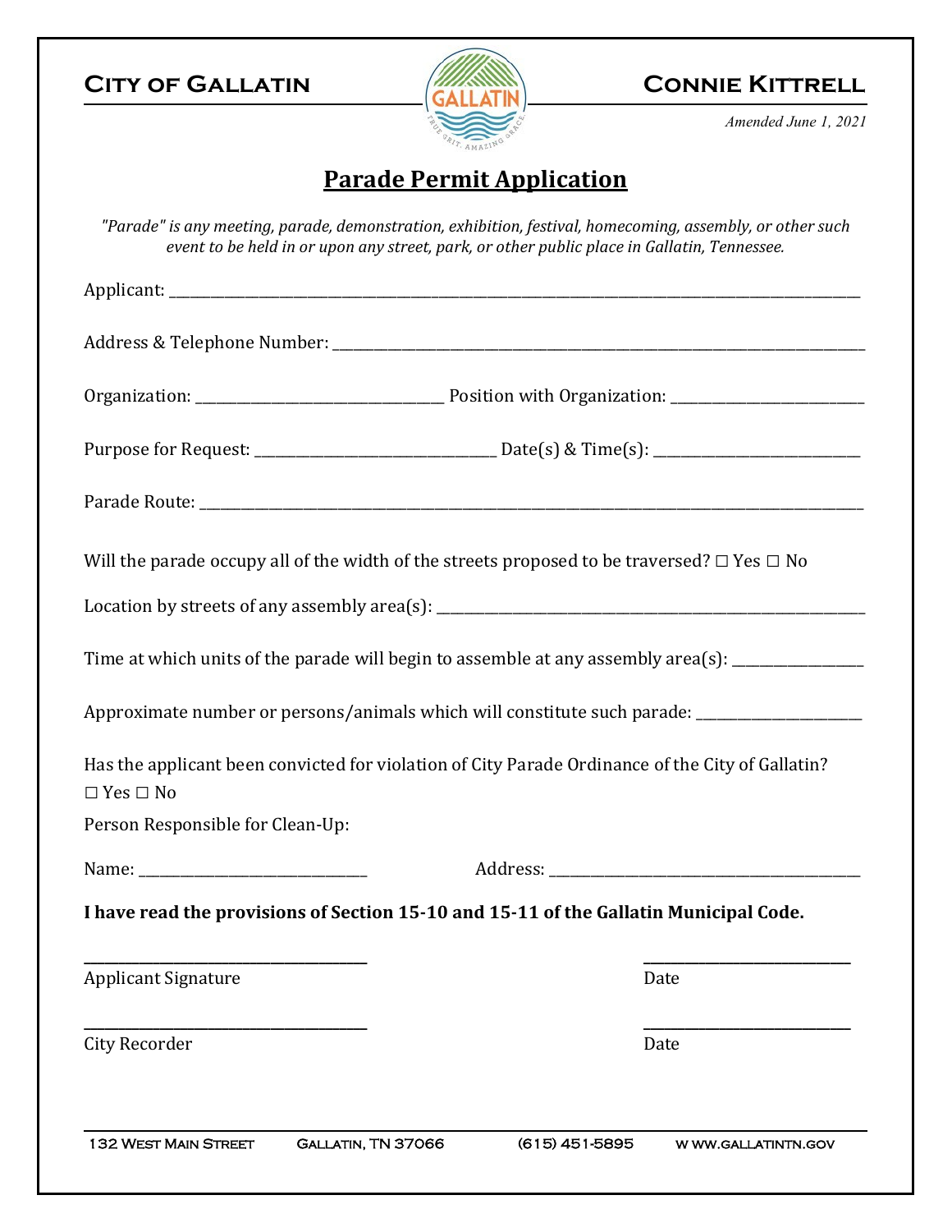**CITY OF GALLATIN** **CONNIE KITTRELL**

*Amended June 1, 2021*

# Parade Permit Application

*"Parade" is any meeting, parade, demonstration, exhibition, festival, homecoming, assembly, or other such event to be held in or upon any street, park, or other public place in Gallatin, Tennessee.*

Applicant: ______________________________________________

Address & Telephone Number: ______________________________________________

Organization: ______________________ Position with Organization: ______________________

Purpose for Request: ______________________ Date(s) & Time(s): ______________________

Parade Route: ______________________________________________

Will the parade occupy all of the width of the streets proposed to be traversed? ☐ Yes ☐ No

Location by streets of any assembly area(s): ______________________________________________

Time at which units of the parade will begin to assemble at any assembly area(s): ______________

Approximate number or persons/animals which will constitute such parade: ______________

Has the applicant been convicted for violation of City Parade Ordinance of the City of Gallatin?
☐ Yes ☐ No

Person Responsible for Clean-Up:

Name: ______________________ Address: ______________________

**I have read the provisions of Section 15-10 and 15-11 of the Gallatin Municipal Code.**

______________________ ______________________
Applicant Signature Date

______________________ ______________________
City Recorder Date

132 WEST MAIN STREET GALLATIN, TN 37066 (615) 451-5895 WWW.GALLATINTN.GOV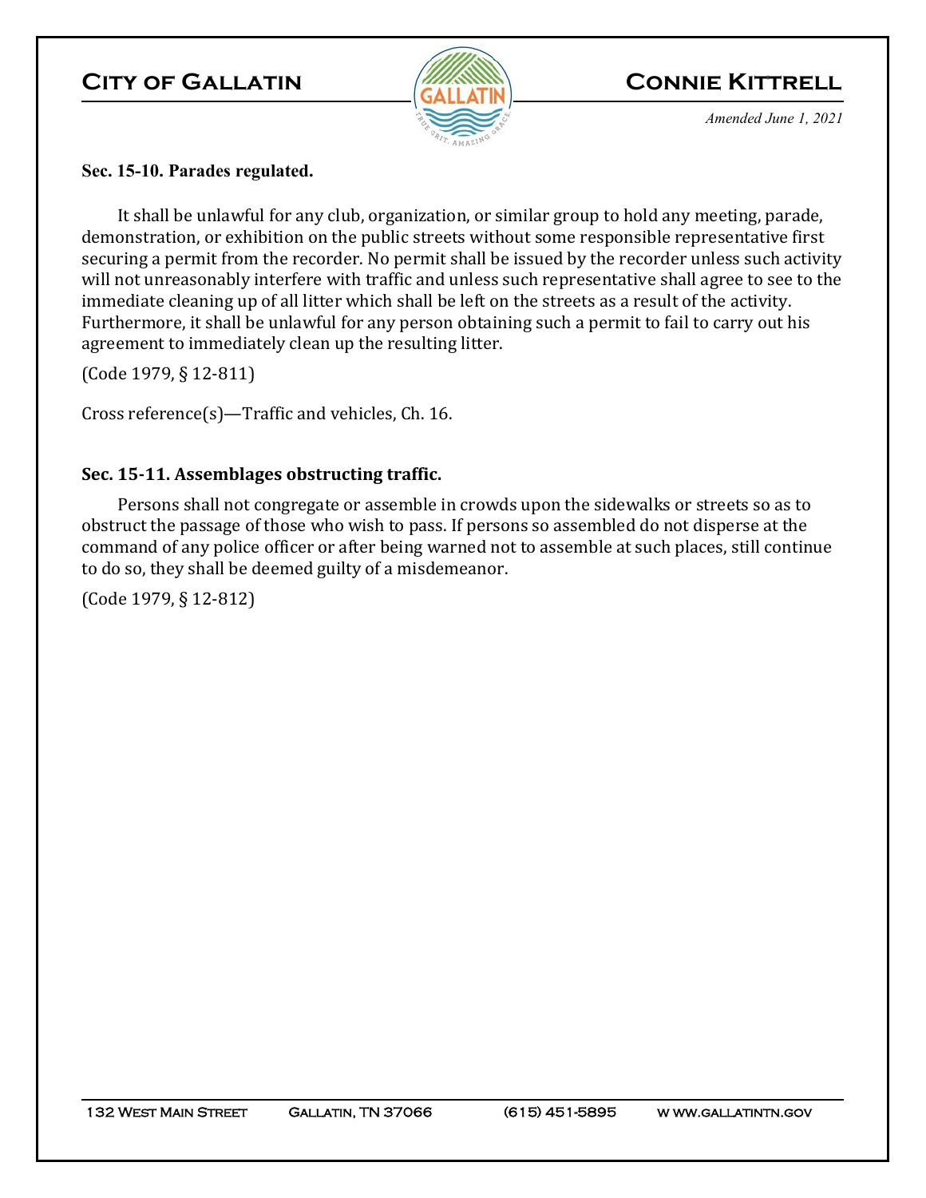### Sec. 15-10. Parades regulated.

It shall be unlawful for any club, organization, or similar group to hold any meeting, parade, demonstration, or exhibition on the public streets without some responsible representative first securing a permit from the recorder. No permit shall be issued by the recorder unless such activity will not unreasonably interfere with traffic and unless such representative shall agree to see to the immediate cleaning up of all litter which shall be left on the streets as a result of the activity. Furthermore, it shall be unlawful for any person obtaining such a permit to fail to carry out his agreement to immediately clean up the resulting litter.

(Code 1979, § 12-811)

Cross reference(s)—Traffic and vehicles, Ch. 16.

### Sec. 15-11. Assemblages obstructing traffic.

Persons shall not congregate or assemble in crowds upon the sidewalks or streets so as to obstruct the passage of those who wish to pass. If persons so assembled do not disperse at the command of any police officer or after being warned not to assemble at such places, still continue to do so, they shall be deemed guilty of a misdemeanor.

(Code 1979, § 12-812)